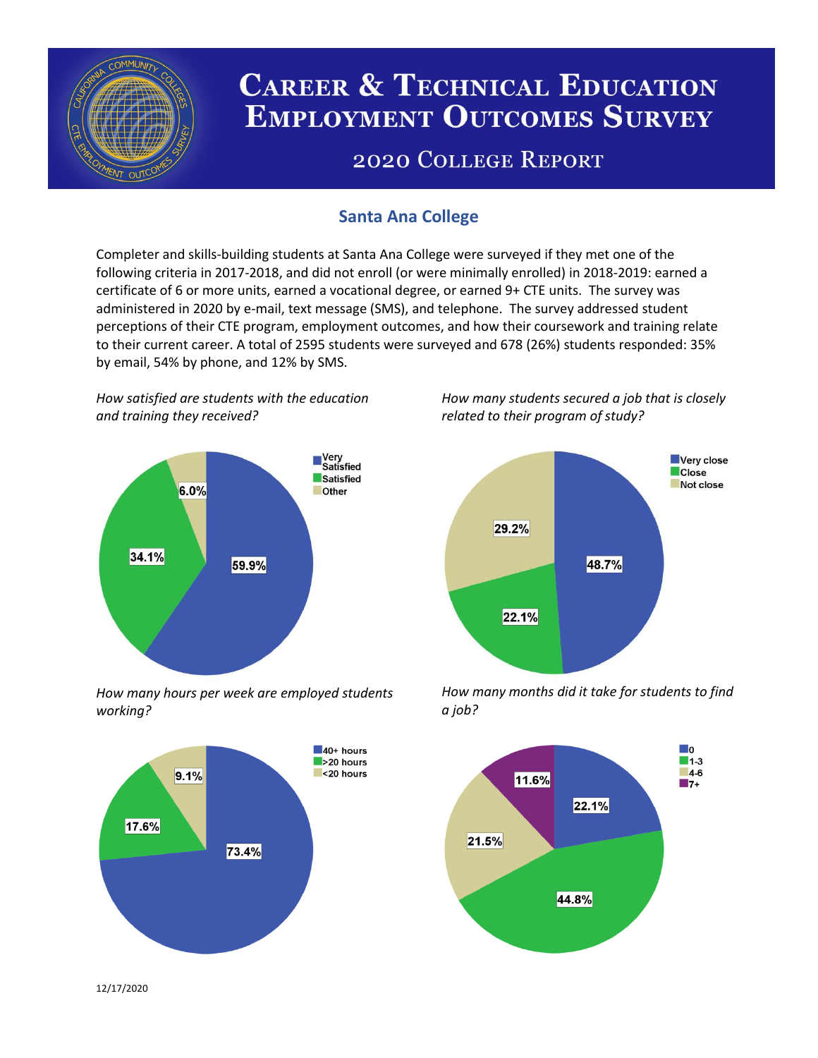# Career & Technical Education Employment Outcomes Survey

## 2020 College Report

### Santa Ana College

Completer and skills-building students at Santa Ana College were surveyed if they met one of the following criteria in 2017-2018, and did not enroll (or were minimally enrolled) in 2018-2019: earned a certificate of 6 or more units, earned a vocational degree, or earned 9+ CTE units. The survey was administered in 2020 by e-mail, text message (SMS), and telephone. The survey addressed student perceptions of their CTE program, employment outcomes, and how their coursework and training relate to their current career. A total of 2595 students were surveyed and 678 (26%) students responded: 35% by email, 54% by phone, and 12% by SMS.

*How satisfied are students with the education and training they received?*

| Response | Percent |
|---|---|
| Very Satisfied | 59.9% |
| Satisfied | 34.1% |
| Other | 6.0% |

*How many students secured a job that is closely related to their program of study?*

| Response | Percent |
|---|---|
| Very close | 48.7% |
| Close | 22.1% |
| Not close | 29.2% |

*How many hours per week are employed students working?*

| Response | Percent |
|---|---|
| 40+ hours | 73.4% |
| >20 hours | 17.6% |
| <20 hours | 9.1% |

*How many months did it take for students to find a job?*

| Months | Percent |
|---|---|
| 0 | 22.1% |
| 1-3 | 44.8% |
| 4-6 | 21.5% |
| 7+ | 11.6% |

12/17/2020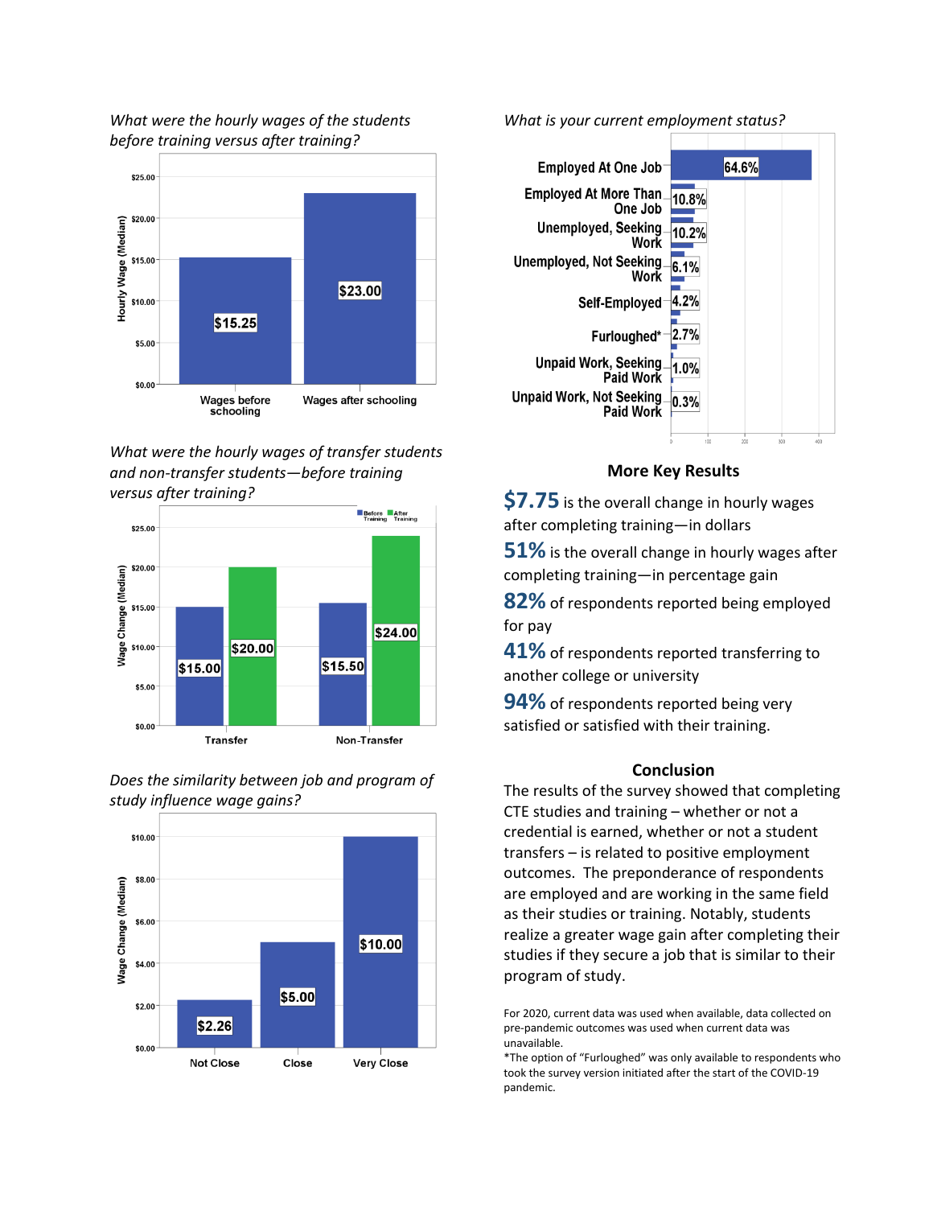*What were the hourly wages of the students before training versus after training?*

Hourly Wage (Median)

$25.00
$20.00
$15.00
$10.00
$5.00
$0.00

$15.25
$23.00

Wages before schooling
Wages after schooling

*What were the hourly wages of transfer students and non-transfer students—before training versus after training?*

Before Training
After Training

Wage Change (Median)

$25.00
$20.00
$15.00
$10.00
$5.00
$0.00

$15.00
$20.00
$15.50
$24.00

Transfer
Non-Transfer

*Does the similarity between job and program of study influence wage gains?*

Wage Change (Median)

$10.00
$8.00
$6.00
$4.00
$2.00
$0.00

$2.26
$5.00
$10.00

Not Close
Close
Very Close

*What is your current employment status?*

Employed At One Job 64.6%
Employed At More Than One Job 10.8%
Unemployed, Seeking Work 10.2%
Unemployed, Not Seeking Work 6.1%
Self-Employed 4.2%
Furloughed* 2.7%
Unpaid Work, Seeking Paid Work 1.0%
Unpaid Work, Not Seeking Paid Work 0.3%

0
100
200
300
400

## More Key Results

**$7.75** is the overall change in hourly wages after completing training—in dollars

**51%** is the overall change in hourly wages after completing training—in percentage gain

**82%** of respondents reported being employed for pay

**41%** of respondents reported transferring to another college or university

**94%** of respondents reported being very satisfied or satisfied with their training.

## Conclusion

The results of the survey showed that completing CTE studies and training – whether or not a credential is earned, whether or not a student transfers – is related to positive employment outcomes. The preponderance of respondents are employed and are working in the same field as their studies or training. Notably, students realize a greater wage gain after completing their studies if they secure a job that is similar to their program of study.

For 2020, current data was used when available, data collected on pre-pandemic outcomes was used when current data was unavailable.

*The option of "Furloughed" was only available to respondents who took the survey version initiated after the start of the COVID-19 pandemic.